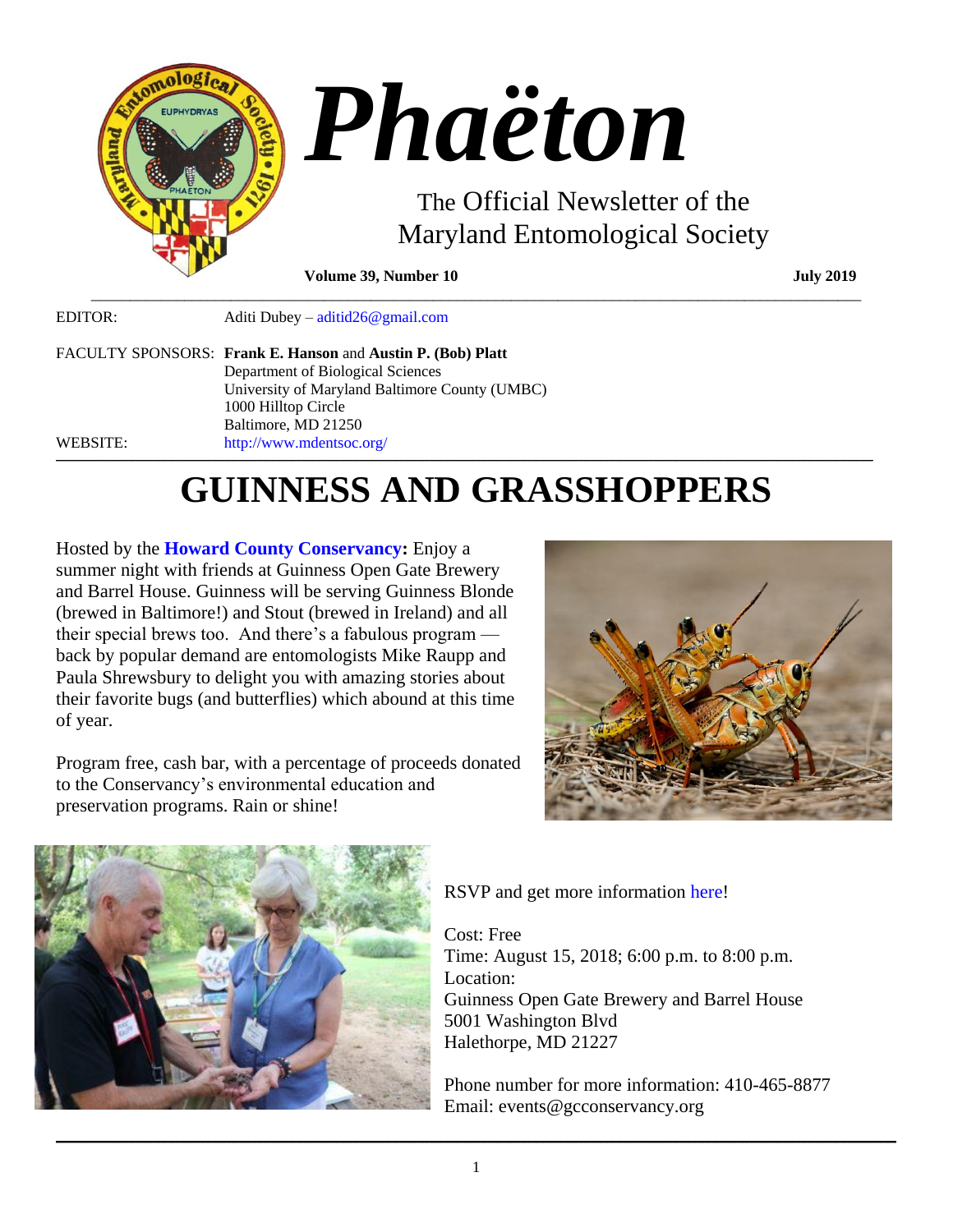# *Phaëton*

The Official Newsletter of the Maryland Entomological Society

**Volume 39, Number 10** **July 2019**

EDITOR: Aditi Dubey – aditid26@gmail.com

FACULTY SPONSORS: **Frank E. Hanson** and **Austin P. (Bob) Platt**
Department of Biological Sciences
University of Maryland Baltimore County (UMBC)
1000 Hilltop Circle
Baltimore, MD 21250

WEBSITE: http://www.mdentsoc.org/

# GUINNESS AND GRASSHOPPERS

Hosted by the **Howard County Conservancy:** Enjoy a summer night with friends at Guinness Open Gate Brewery and Barrel House. Guinness will be serving Guinness Blonde (brewed in Baltimore!) and Stout (brewed in Ireland) and all their special brews too. And there's a fabulous program — back by popular demand are entomologists Mike Raupp and Paula Shrewsbury to delight you with amazing stories about their favorite bugs (and butterflies) which abound at this time of year.

Program free, cash bar, with a percentage of proceeds donated to the Conservancy's environmental education and preservation programs. Rain or shine!

RSVP and get more information here!

Cost: Free
Time: August 15, 2018; 6:00 p.m. to 8:00 p.m.
Location:
Guinness Open Gate Brewery and Barrel House
5001 Washington Blvd
Halethorpe, MD 21227

Phone number for more information: 410-465-8877
Email: events@gcconservancy.org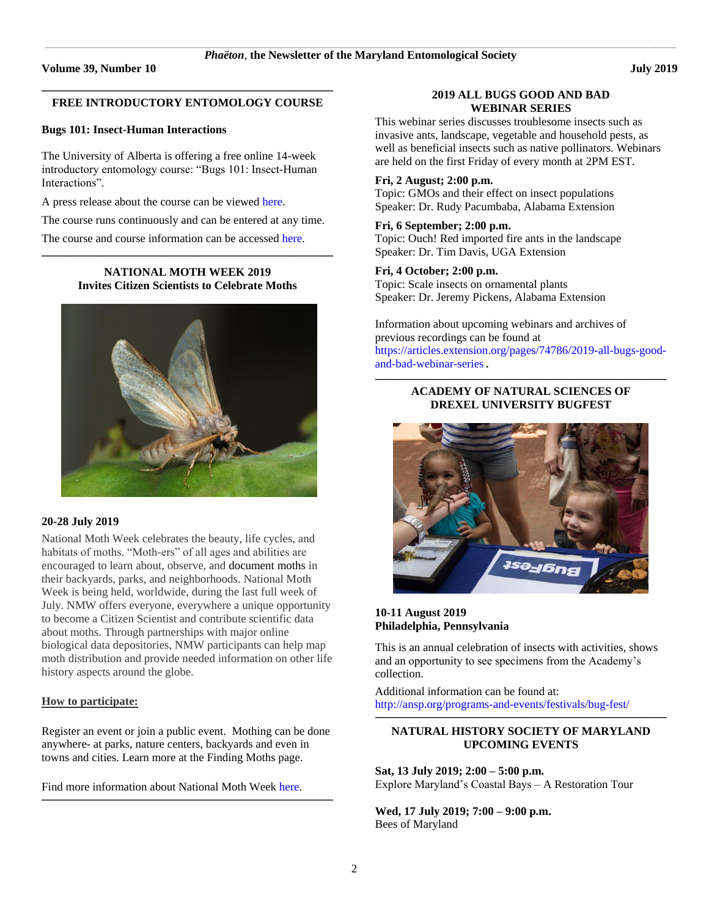## FREE INTRODUCTORY ENTOMOLOGY COURSE

**Bugs 101: Insect-Human Interactions**

The University of Alberta is offering a free online 14-week introductory entomology course: "Bugs 101: Insect-Human Interactions".

A press release about the course can be viewed here.

The course runs continuously and can be entered at any time.

The course and course information can be accessed here.

## NATIONAL MOTH WEEK 2019
### Invites Citizen Scientists to Celebrate Moths

**20-28 July 2019**

National Moth Week celebrates the beauty, life cycles, and habitats of moths. "Moth-ers" of all ages and abilities are encouraged to learn about, observe, and document moths in their backyards, parks, and neighborhoods. National Moth Week is being held, worldwide, during the last full week of July. NMW offers everyone, everywhere a unique opportunity to become a Citizen Scientist and contribute scientific data about moths. Through partnerships with major online biological data depositories, NMW participants can help map moth distribution and provide needed information on other life history aspects around the globe.

**How to participate:**

Register an event or join a public event. Mothing can be done anywhere- at parks, nature centers, backyards and even in towns and cities. Learn more at the Finding Moths page.

Find more information about National Moth Week here.

## 2019 ALL BUGS GOOD AND BAD WEBINAR SERIES

This webinar series discusses troublesome insects such as invasive ants, landscape, vegetable and household pests, as well as beneficial insects such as native pollinators. Webinars are held on the first Friday of every month at 2PM EST.

**Fri, 2 August; 2:00 p.m.**
Topic: GMOs and their effect on insect populations
Speaker: Dr. Rudy Pacumbaba, Alabama Extension

**Fri, 6 September; 2:00 p.m.**
Topic: Ouch! Red imported fire ants in the landscape
Speaker: Dr. Tim Davis, UGA Extension

**Fri, 4 October; 2:00 p.m.**
Topic: Scale insects on ornamental plants
Speaker: Dr. Jeremy Pickens, Alabama Extension

Information about upcoming webinars and archives of previous recordings can be found at https://articles.extension.org/pages/74786/2019-all-bugs-good-and-bad-webinar-series.

## ACADEMY OF NATURAL SCIENCES OF DREXEL UNIVERSITY BUGFEST

**10-11 August 2019**
**Philadelphia, Pennsylvania**

This is an annual celebration of insects with activities, shows and an opportunity to see specimens from the Academy's collection.

Additional information can be found at:
http://ansp.org/programs-and-events/festivals/bug-fest/

## NATURAL HISTORY SOCIETY OF MARYLAND UPCOMING EVENTS

**Sat, 13 July 2019; 2:00 – 5:00 p.m.**
Explore Maryland's Coastal Bays – A Restoration Tour

**Wed, 17 July 2019; 7:00 – 9:00 p.m.**
Bees of Maryland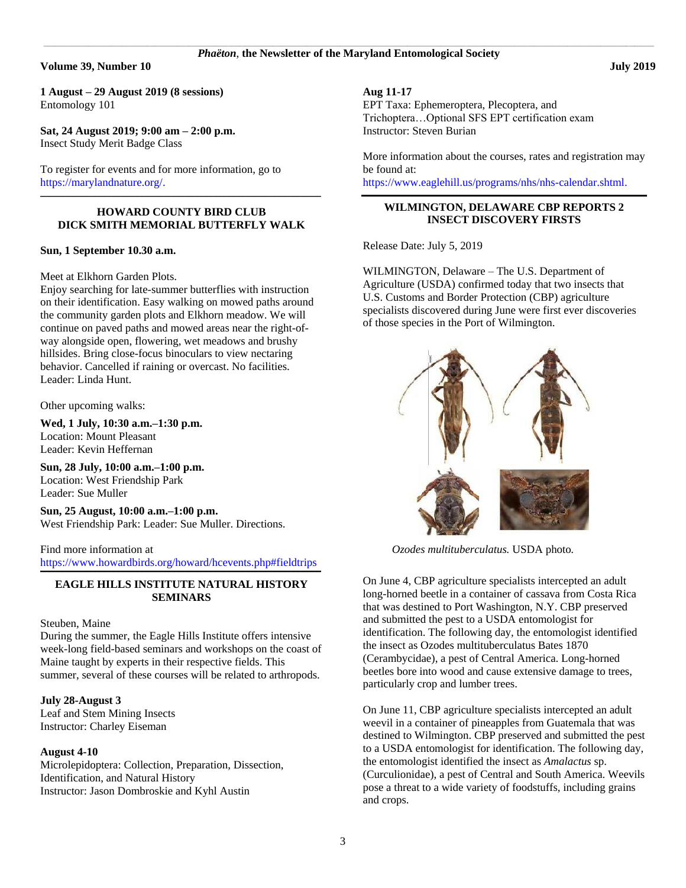**1 August – 29 August 2019 (8 sessions)**
Entomology 101

**Sat, 24 August 2019; 9:00 am – 2:00 p.m.**
Insect Study Merit Badge Class

To register for events and for more information, go to https://marylandnature.org/.

## HOWARD COUNTY BIRD CLUB DICK SMITH MEMORIAL BUTTERFLY WALK

**Sun, 1 September 10.30 a.m.**

Meet at Elkhorn Garden Plots.
Enjoy searching for late-summer butterflies with instruction on their identification. Easy walking on mowed paths around the community garden plots and Elkhorn meadow. We will continue on paved paths and mowed areas near the right-of-way alongside open, flowering, wet meadows and brushy hillsides. Bring close-focus binoculars to view nectaring behavior. Cancelled if raining or overcast. No facilities. Leader: Linda Hunt.

Other upcoming walks:

**Wed, 1 July, 10:30 a.m.–1:30 p.m.**
Location: Mount Pleasant
Leader: Kevin Heffernan

**Sun, 28 July, 10:00 a.m.–1:00 p.m.**
Location: West Friendship Park
Leader: Sue Muller

**Sun, 25 August, 10:00 a.m.–1:00 p.m.**
West Friendship Park: Leader: Sue Muller. Directions.

Find more information at https://www.howardbirds.org/howard/hcevents.php#fieldtrips

## EAGLE HILLS INSTITUTE NATURAL HISTORY SEMINARS

Steuben, Maine
During the summer, the Eagle Hills Institute offers intensive week-long field-based seminars and workshops on the coast of Maine taught by experts in their respective fields. This summer, several of these courses will be related to arthropods.

**July 28-August 3**
Leaf and Stem Mining Insects
Instructor: Charley Eiseman

**August 4-10**
Microlepidoptera: Collection, Preparation, Dissection, Identification, and Natural History
Instructor: Jason Dombroskie and Kyhl Austin

**Aug 11-17**
EPT Taxa: Ephemeroptera, Plecoptera, and Trichoptera…Optional SFS EPT certification exam
Instructor: Steven Burian

More information about the courses, rates and registration may be found at:
https://www.eaglehill.us/programs/nhs/nhs-calendar.shtml.

## WILMINGTON, DELAWARE CBP REPORTS 2 INSECT DISCOVERY FIRSTS

Release Date: July 5, 2019

WILMINGTON, Delaware – The U.S. Department of Agriculture (USDA) confirmed today that two insects that U.S. Customs and Border Protection (CBP) agriculture specialists discovered during June were first ever discoveries of those species in the Port of Wilmington.

*Ozodes multituberculatus.* USDA photo.

On June 4, CBP agriculture specialists intercepted an adult long-horned beetle in a container of cassava from Costa Rica that was destined to Port Washington, N.Y. CBP preserved and submitted the pest to a USDA entomologist for identification. The following day, the entomologist identified the insect as Ozodes multituberculatus Bates 1870 (Cerambycidae), a pest of Central America. Long-horned beetles bore into wood and cause extensive damage to trees, particularly crop and lumber trees.

On June 11, CBP agriculture specialists intercepted an adult weevil in a container of pineapples from Guatemala that was destined to Wilmington. CBP preserved and submitted the pest to a USDA entomologist for identification. The following day, the entomologist identified the insect as *Amalactus* sp. (Curculionidae), a pest of Central and South America. Weevils pose a threat to a wide variety of foodstuffs, including grains and crops.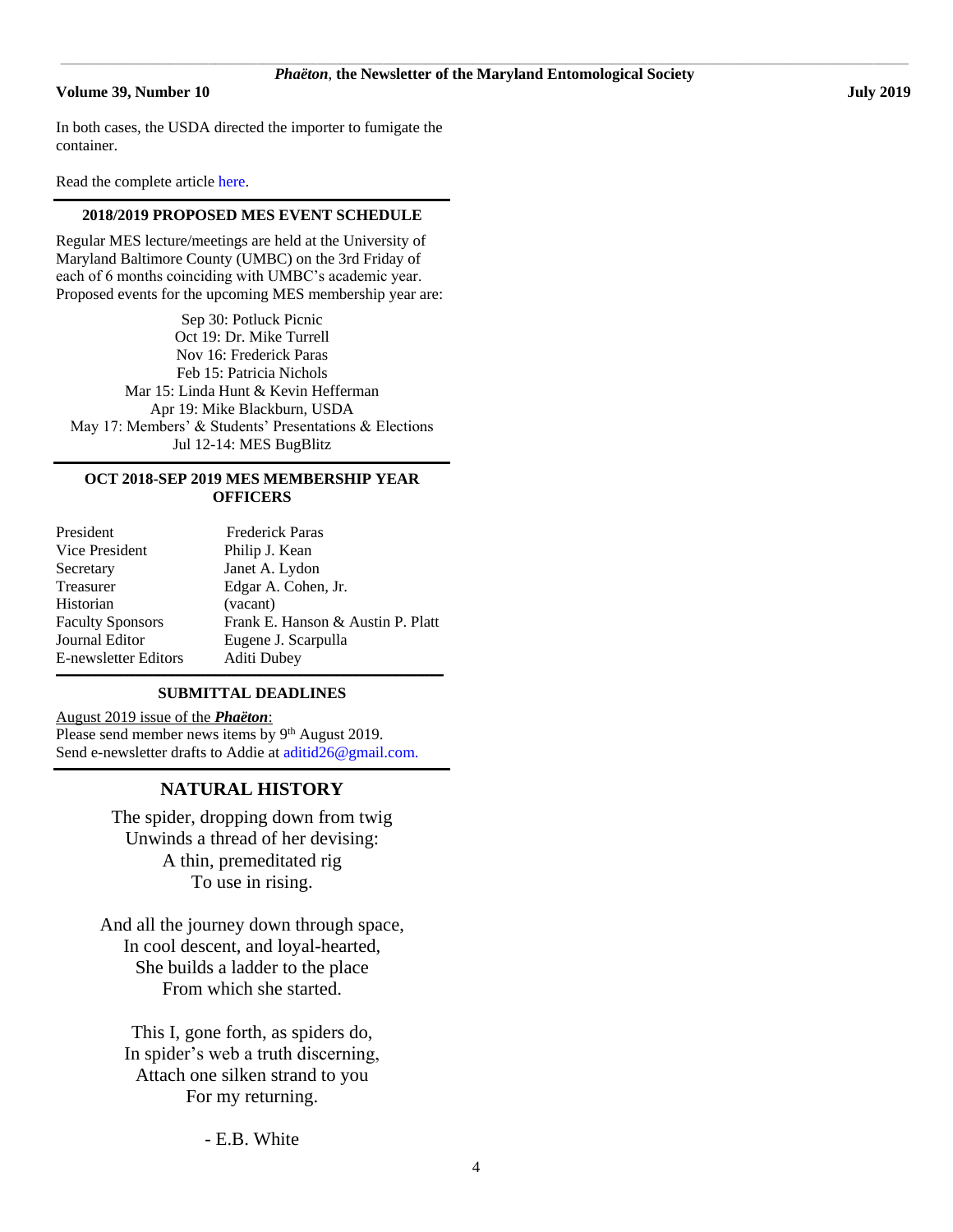In both cases, the USDA directed the importer to fumigate the container.

Read the complete article here.

### 2018/2019 PROPOSED MES EVENT SCHEDULE

Regular MES lecture/meetings are held at the University of Maryland Baltimore County (UMBC) on the 3rd Friday of each of 6 months coinciding with UMBC's academic year. Proposed events for the upcoming MES membership year are:

Sep 30: Potluck Picnic
Oct 19: Dr. Mike Turrell
Nov 16: Frederick Paras
Feb 15: Patricia Nichols
Mar 15: Linda Hunt & Kevin Hefferman
Apr 19: Mike Blackburn, USDA
May 17: Members' & Students' Presentations & Elections
Jul 12-14: MES BugBlitz

### OCT 2018-SEP 2019 MES MEMBERSHIP YEAR OFFICERS

| | |
|---|---|
| President | Frederick Paras |
| Vice President | Philip J. Kean |
| Secretary | Janet A. Lydon |
| Treasurer | Edgar A. Cohen, Jr. |
| Historian | (vacant) |
| Faculty Sponsors | Frank E. Hanson & Austin P. Platt |
| Journal Editor | Eugene J. Scarpulla |
| E-newsletter Editors | Aditi Dubey |

### SUBMITTAL DEADLINES

August 2019 issue of the ***Phaëton***:
Please send member news items by 9th August 2019.
Send e-newsletter drafts to Addie at aditid26@gmail.com.

## NATURAL HISTORY

The spider, dropping down from twig
Unwinds a thread of her devising:
A thin, premeditated rig
To use in rising.

And all the journey down through space,
In cool descent, and loyal-hearted,
She builds a ladder to the place
From which she started.

This I, gone forth, as spiders do,
In spider's web a truth discerning,
Attach one silken strand to you
For my returning.

- E.B. White